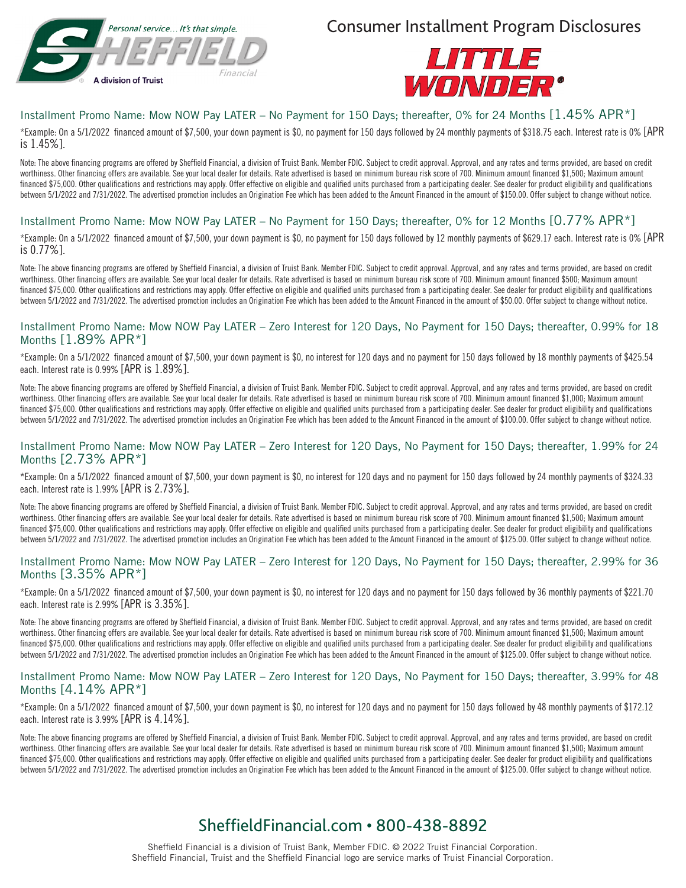Personal service... It's that simple.

SHEFFIELD Financial

A division of Truist

# Consumer Installment Program Disclosures

LITTLE WONDER®

## Installment Promo Name: Mow NOW Pay LATER – No Payment for 150 Days; thereafter, 0% for 24 Months [1.45% APR*]

*Example: On a 5/1/2022 financed amount of $7,500, your down payment is $0, no payment for 150 days followed by 24 monthly payments of $318.75 each. Interest rate is 0% [APR is 1.45%].

Note: The above financing programs are offered by Sheffield Financial, a division of Truist Bank. Member FDIC. Subject to credit approval. Approval, and any rates and terms provided, are based on credit worthiness. Other financing offers are available. See your local dealer for details. Rate advertised is based on minimum bureau risk score of 700. Minimum amount financed $1,500; Maximum amount financed $75,000. Other qualifications and restrictions may apply. Offer effective on eligible and qualified units purchased from a participating dealer. See dealer for product eligibility and qualifications between 5/1/2022 and 7/31/2022. The advertised promotion includes an Origination Fee which has been added to the Amount Financed in the amount of $150.00. Offer subject to change without notice.

## Installment Promo Name: Mow NOW Pay LATER – No Payment for 150 Days; thereafter, 0% for 12 Months [0.77% APR*]

*Example: On a 5/1/2022 financed amount of $7,500, your down payment is $0, no payment for 150 days followed by 12 monthly payments of $629.17 each. Interest rate is 0% [APR is 0.77%].

Note: The above financing programs are offered by Sheffield Financial, a division of Truist Bank. Member FDIC. Subject to credit approval. Approval, and any rates and terms provided, are based on credit worthiness. Other financing offers are available. See your local dealer for details. Rate advertised is based on minimum bureau risk score of 700. Minimum amount financed $500; Maximum amount financed $75,000. Other qualifications and restrictions may apply. Offer effective on eligible and qualified units purchased from a participating dealer. See dealer for product eligibility and qualifications between 5/1/2022 and 7/31/2022. The advertised promotion includes an Origination Fee which has been added to the Amount Financed in the amount of $50.00. Offer subject to change without notice.

## Installment Promo Name: Mow NOW Pay LATER – Zero Interest for 120 Days, No Payment for 150 Days; thereafter, 0.99% for 18 Months [1.89% APR*]

*Example: On a 5/1/2022 financed amount of $7,500, your down payment is $0, no interest for 120 days and no payment for 150 days followed by 18 monthly payments of $425.54 each. Interest rate is 0.99% [APR is 1.89%].

Note: The above financing programs are offered by Sheffield Financial, a division of Truist Bank. Member FDIC. Subject to credit approval. Approval, and any rates and terms provided, are based on credit worthiness. Other financing offers are available. See your local dealer for details. Rate advertised is based on minimum bureau risk score of 700. Minimum amount financed $1,000; Maximum amount financed $75,000. Other qualifications and restrictions may apply. Offer effective on eligible and qualified units purchased from a participating dealer. See dealer for product eligibility and qualifications between 5/1/2022 and 7/31/2022. The advertised promotion includes an Origination Fee which has been added to the Amount Financed in the amount of $100.00. Offer subject to change without notice.

## Installment Promo Name: Mow NOW Pay LATER – Zero Interest for 120 Days, No Payment for 150 Days; thereafter, 1.99% for 24 Months [2.73% APR*]

*Example: On a 5/1/2022 financed amount of $7,500, your down payment is $0, no interest for 120 days and no payment for 150 days followed by 24 monthly payments of $324.33 each. Interest rate is 1.99% [APR is 2.73%].

Note: The above financing programs are offered by Sheffield Financial, a division of Truist Bank. Member FDIC. Subject to credit approval. Approval, and any rates and terms provided, are based on credit worthiness. Other financing offers are available. See your local dealer for details. Rate advertised is based on minimum bureau risk score of 700. Minimum amount financed $1,500; Maximum amount financed $75,000. Other qualifications and restrictions may apply. Offer effective on eligible and qualified units purchased from a participating dealer. See dealer for product eligibility and qualifications between 5/1/2022 and 7/31/2022. The advertised promotion includes an Origination Fee which has been added to the Amount Financed in the amount of $125.00. Offer subject to change without notice.

## Installment Promo Name: Mow NOW Pay LATER – Zero Interest for 120 Days, No Payment for 150 Days; thereafter, 2.99% for 36 Months [3.35% APR*]

*Example: On a 5/1/2022 financed amount of $7,500, your down payment is $0, no interest for 120 days and no payment for 150 days followed by 36 monthly payments of $221.70 each. Interest rate is 2.99% [APR is 3.35%].

Note: The above financing programs are offered by Sheffield Financial, a division of Truist Bank. Member FDIC. Subject to credit approval. Approval, and any rates and terms provided, are based on credit worthiness. Other financing offers are available. See your local dealer for details. Rate advertised is based on minimum bureau risk score of 700. Minimum amount financed $1,500; Maximum amount financed $75,000. Other qualifications and restrictions may apply. Offer effective on eligible and qualified units purchased from a participating dealer. See dealer for product eligibility and qualifications between 5/1/2022 and 7/31/2022. The advertised promotion includes an Origination Fee which has been added to the Amount Financed in the amount of $125.00. Offer subject to change without notice.

## Installment Promo Name: Mow NOW Pay LATER – Zero Interest for 120 Days, No Payment for 150 Days; thereafter, 3.99% for 48 Months [4.14% APR*]

*Example: On a 5/1/2022 financed amount of $7,500, your down payment is $0, no interest for 120 days and no payment for 150 days followed by 48 monthly payments of $172.12 each. Interest rate is 3.99% [APR is 4.14%].

Note: The above financing programs are offered by Sheffield Financial, a division of Truist Bank. Member FDIC. Subject to credit approval. Approval, and any rates and terms provided, are based on credit worthiness. Other financing offers are available. See your local dealer for details. Rate advertised is based on minimum bureau risk score of 700. Minimum amount financed $1,500; Maximum amount financed $75,000. Other qualifications and restrictions may apply. Offer effective on eligible and qualified units purchased from a participating dealer. See dealer for product eligibility and qualifications between 5/1/2022 and 7/31/2022. The advertised promotion includes an Origination Fee which has been added to the Amount Financed in the amount of $125.00. Offer subject to change without notice.

**SheffieldFinancial.com • 800-438-8892**

Sheffield Financial is a division of Truist Bank, Member FDIC. © 2022 Truist Financial Corporation.
Sheffield Financial, Truist and the Sheffield Financial logo are service marks of Truist Financial Corporation.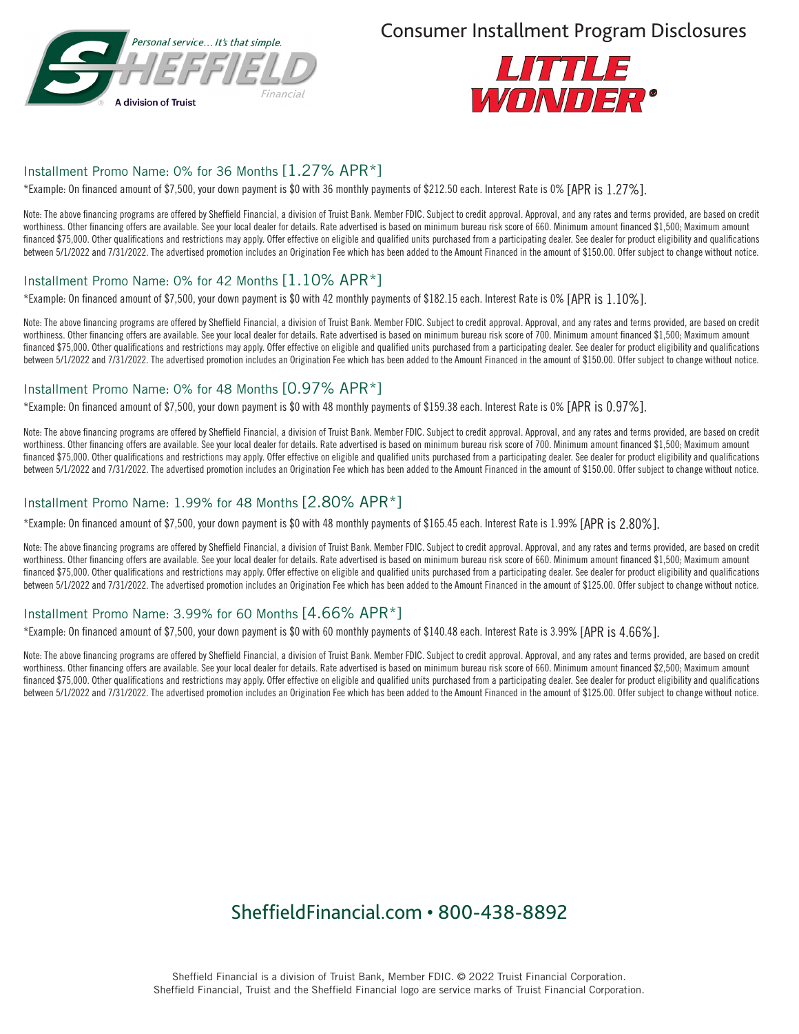Personal service… It's that simple.

SHEFFIELD Financial

A division of Truist

# Consumer Installment Program Disclosures

LITTLE WONDER®

## Installment Promo Name: 0% for 36 Months [1.27% APR*]

*Example: On financed amount of $7,500, your down payment is $0 with 36 monthly payments of $212.50 each. Interest Rate is 0% [APR is 1.27%].

Note: The above financing programs are offered by Sheffield Financial, a division of Truist Bank. Member FDIC. Subject to credit approval. Approval, and any rates and terms provided, are based on credit worthiness. Other financing offers are available. See your local dealer for details. Rate advertised is based on minimum bureau risk score of 660. Minimum amount financed $1,500; Maximum amount financed $75,000. Other qualifications and restrictions may apply. Offer effective on eligible and qualified units purchased from a participating dealer. See dealer for product eligibility and qualifications between 5/1/2022 and 7/31/2022. The advertised promotion includes an Origination Fee which has been added to the Amount Financed in the amount of $150.00. Offer subject to change without notice.

## Installment Promo Name: 0% for 42 Months [1.10% APR*]

*Example: On financed amount of $7,500, your down payment is $0 with 42 monthly payments of $182.15 each. Interest Rate is 0% [APR is 1.10%].

Note: The above financing programs are offered by Sheffield Financial, a division of Truist Bank. Member FDIC. Subject to credit approval. Approval, and any rates and terms provided, are based on credit worthiness. Other financing offers are available. See your local dealer for details. Rate advertised is based on minimum bureau risk score of 700. Minimum amount financed $1,500; Maximum amount financed $75,000. Other qualifications and restrictions may apply. Offer effective on eligible and qualified units purchased from a participating dealer. See dealer for product eligibility and qualifications between 5/1/2022 and 7/31/2022. The advertised promotion includes an Origination Fee which has been added to the Amount Financed in the amount of $150.00. Offer subject to change without notice.

## Installment Promo Name: 0% for 48 Months [0.97% APR*]

*Example: On financed amount of $7,500, your down payment is $0 with 48 monthly payments of $159.38 each. Interest Rate is 0% [APR is 0.97%].

Note: The above financing programs are offered by Sheffield Financial, a division of Truist Bank. Member FDIC. Subject to credit approval. Approval, and any rates and terms provided, are based on credit worthiness. Other financing offers are available. See your local dealer for details. Rate advertised is based on minimum bureau risk score of 700. Minimum amount financed $1,500; Maximum amount financed $75,000. Other qualifications and restrictions may apply. Offer effective on eligible and qualified units purchased from a participating dealer. See dealer for product eligibility and qualifications between 5/1/2022 and 7/31/2022. The advertised promotion includes an Origination Fee which has been added to the Amount Financed in the amount of $150.00. Offer subject to change without notice.

## Installment Promo Name: 1.99% for 48 Months [2.80% APR*]

*Example: On financed amount of $7,500, your down payment is $0 with 48 monthly payments of $165.45 each. Interest Rate is 1.99% [APR is 2.80%].

Note: The above financing programs are offered by Sheffield Financial, a division of Truist Bank. Member FDIC. Subject to credit approval. Approval, and any rates and terms provided, are based on credit worthiness. Other financing offers are available. See your local dealer for details. Rate advertised is based on minimum bureau risk score of 660. Minimum amount financed $1,500; Maximum amount financed $75,000. Other qualifications and restrictions may apply. Offer effective on eligible and qualified units purchased from a participating dealer. See dealer for product eligibility and qualifications between 5/1/2022 and 7/31/2022. The advertised promotion includes an Origination Fee which has been added to the Amount Financed in the amount of $125.00. Offer subject to change without notice.

## Installment Promo Name: 3.99% for 60 Months [4.66% APR*]

*Example: On financed amount of $7,500, your down payment is $0 with 60 monthly payments of $140.48 each. Interest Rate is 3.99% [APR is 4.66%].

Note: The above financing programs are offered by Sheffield Financial, a division of Truist Bank. Member FDIC. Subject to credit approval. Approval, and any rates and terms provided, are based on credit worthiness. Other financing offers are available. See your local dealer for details. Rate advertised is based on minimum bureau risk score of 660. Minimum amount financed $2,500; Maximum amount financed $75,000. Other qualifications and restrictions may apply. Offer effective on eligible and qualified units purchased from a participating dealer. See dealer for product eligibility and qualifications between 5/1/2022 and 7/31/2022. The advertised promotion includes an Origination Fee which has been added to the Amount Financed in the amount of $125.00. Offer subject to change without notice.

## SheffieldFinancial.com • 800-438-8892

Sheffield Financial is a division of Truist Bank, Member FDIC. © 2022 Truist Financial Corporation.
Sheffield Financial, Truist and the Sheffield Financial logo are service marks of Truist Financial Corporation.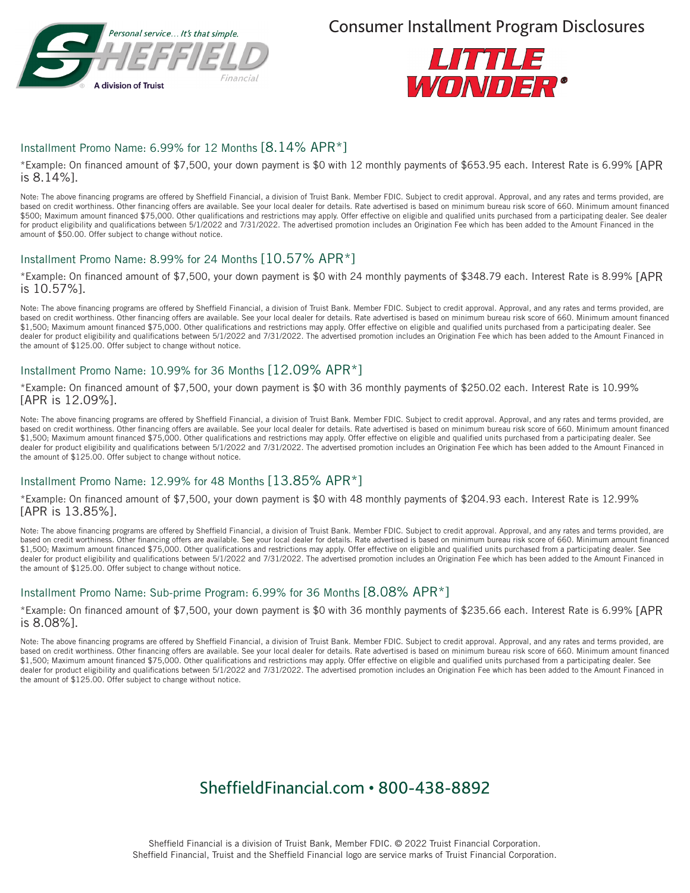# Consumer Installment Program Disclosures

Personal service… It's that simple.

SHEFFIELD Financial

A division of Truist

LITTLE WONDER

## Installment Promo Name: 6.99% for 12 Months [8.14% APR*]

*Example: On financed amount of $7,500, your down payment is $0 with 12 monthly payments of $653.95 each. Interest Rate is 6.99% [APR is 8.14%].

Note: The above financing programs are offered by Sheffield Financial, a division of Truist Bank. Member FDIC. Subject to credit approval. Approval, and any rates and terms provided, are based on credit worthiness. Other financing offers are available. See your local dealer for details. Rate advertised is based on minimum bureau risk score of 660. Minimum amount financed $500; Maximum amount financed $75,000. Other qualifications and restrictions may apply. Offer effective on eligible and qualified units purchased from a participating dealer. See dealer for product eligibility and qualifications between 5/1/2022 and 7/31/2022. The advertised promotion includes an Origination Fee which has been added to the Amount Financed in the amount of $50.00. Offer subject to change without notice.

## Installment Promo Name: 8.99% for 24 Months [10.57% APR*]

*Example: On financed amount of $7,500, your down payment is $0 with 24 monthly payments of $348.79 each. Interest Rate is 8.99% [APR is 10.57%].

Note: The above financing programs are offered by Sheffield Financial, a division of Truist Bank. Member FDIC. Subject to credit approval. Approval, and any rates and terms provided, are based on credit worthiness. Other financing offers are available. See your local dealer for details. Rate advertised is based on minimum bureau risk score of 660. Minimum amount financed $1,500; Maximum amount financed $75,000. Other qualifications and restrictions may apply. Offer effective on eligible and qualified units purchased from a participating dealer. See dealer for product eligibility and qualifications between 5/1/2022 and 7/31/2022. The advertised promotion includes an Origination Fee which has been added to the Amount Financed in the amount of $125.00. Offer subject to change without notice.

## Installment Promo Name: 10.99% for 36 Months [12.09% APR*]

*Example: On financed amount of $7,500, your down payment is $0 with 36 monthly payments of $250.02 each. Interest Rate is 10.99% [APR is 12.09%].

Note: The above financing programs are offered by Sheffield Financial, a division of Truist Bank. Member FDIC. Subject to credit approval. Approval, and any rates and terms provided, are based on credit worthiness. Other financing offers are available. See your local dealer for details. Rate advertised is based on minimum bureau risk score of 660. Minimum amount financed $1,500; Maximum amount financed $75,000. Other qualifications and restrictions may apply. Offer effective on eligible and qualified units purchased from a participating dealer. See dealer for product eligibility and qualifications between 5/1/2022 and 7/31/2022. The advertised promotion includes an Origination Fee which has been added to the Amount Financed in the amount of $125.00. Offer subject to change without notice.

## Installment Promo Name: 12.99% for 48 Months [13.85% APR*]

*Example: On financed amount of $7,500, your down payment is $0 with 48 monthly payments of $204.93 each. Interest Rate is 12.99% [APR is 13.85%].

Note: The above financing programs are offered by Sheffield Financial, a division of Truist Bank. Member FDIC. Subject to credit approval. Approval, and any rates and terms provided, are based on credit worthiness. Other financing offers are available. See your local dealer for details. Rate advertised is based on minimum bureau risk score of 660. Minimum amount financed $1,500; Maximum amount financed $75,000. Other qualifications and restrictions may apply. Offer effective on eligible and qualified units purchased from a participating dealer. See dealer for product eligibility and qualifications between 5/1/2022 and 7/31/2022. The advertised promotion includes an Origination Fee which has been added to the Amount Financed in the amount of $125.00. Offer subject to change without notice.

## Installment Promo Name: Sub-prime Program: 6.99% for 36 Months [8.08% APR*]

*Example: On financed amount of $7,500, your down payment is $0 with 36 monthly payments of $235.66 each. Interest Rate is 6.99% [APR is 8.08%].

Note: The above financing programs are offered by Sheffield Financial, a division of Truist Bank. Member FDIC. Subject to credit approval. Approval, and any rates and terms provided, are based on credit worthiness. Other financing offers are available. See your local dealer for details. Rate advertised is based on minimum bureau risk score of 660. Minimum amount financed $1,500; Maximum amount financed $75,000. Other qualifications and restrictions may apply. Offer effective on eligible and qualified units purchased from a participating dealer. See dealer for product eligibility and qualifications between 5/1/2022 and 7/31/2022. The advertised promotion includes an Origination Fee which has been added to the Amount Financed in the amount of $125.00. Offer subject to change without notice.

## SheffieldFinancial.com • 800-438-8892

Sheffield Financial is a division of Truist Bank, Member FDIC. © 2022 Truist Financial Corporation.
Sheffield Financial, Truist and the Sheffield Financial logo are service marks of Truist Financial Corporation.